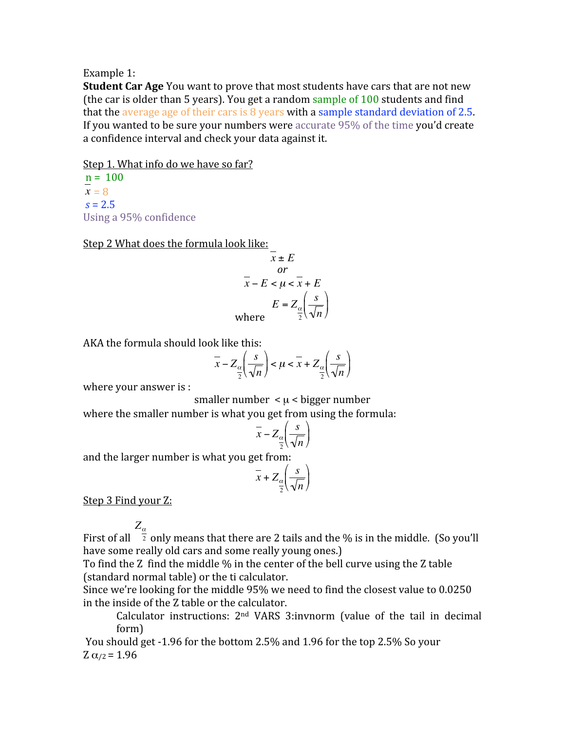Example 1:

**Student Car Age** You want to prove that most students have cars that are not new (the car is older than 5 years). You get a random sample of 100 students and find that the average age of their cars is 8 years with a sample standard deviation of 2.5. If you wanted to be sure your numbers were accurate 95% of the time you'd create a confidence interval and check your data against it.

Step 1. What info do we have so far?

$n = 100$

$\bar{x} = 8$

$s = 2.5$

Using a 95% confidence

Step 2 What does the formula look like:

$$\bar{x} \pm E$$

$$or$$

$$\bar{x} - E < \mu < \bar{x} + E$$

where $E = Z_{\frac{\alpha}{2}}\left(\frac{s}{\sqrt{n}}\right)$

AKA the formula should look like this:

$$\bar{x} - Z_{\frac{\alpha}{2}}\left(\frac{s}{\sqrt{n}}\right) < \mu < \bar{x} + Z_{\frac{\alpha}{2}}\left(\frac{s}{\sqrt{n}}\right)$$

where your answer is :

smaller number $< \mu <$ bigger number

where the smaller number is what you get from using the formula:

$$\bar{x} - Z_{\frac{\alpha}{2}}\left(\frac{s}{\sqrt{n}}\right)$$

and the larger number is what you get from:

$$\bar{x} + Z_{\frac{\alpha}{2}}\left(\frac{s}{\sqrt{n}}\right)$$

Step 3 Find your Z:

First of all $Z_{\frac{\alpha}{2}}$ only means that there are 2 tails and the % is in the middle. (So you'll have some really old cars and some really young ones.)

To find the Z find the middle % in the center of the bell curve using the Z table (standard normal table) or the ti calculator.

Since we're looking for the middle 95% we need to find the closest value to 0.0250 in the inside of the Z table or the calculator.

> Calculator instructions: 2nd VARS 3:invnorm (value of the tail in decimal form)

You should get -1.96 for the bottom 2.5% and 1.96 for the top 2.5% So your $Z_{\alpha/2} = 1.96$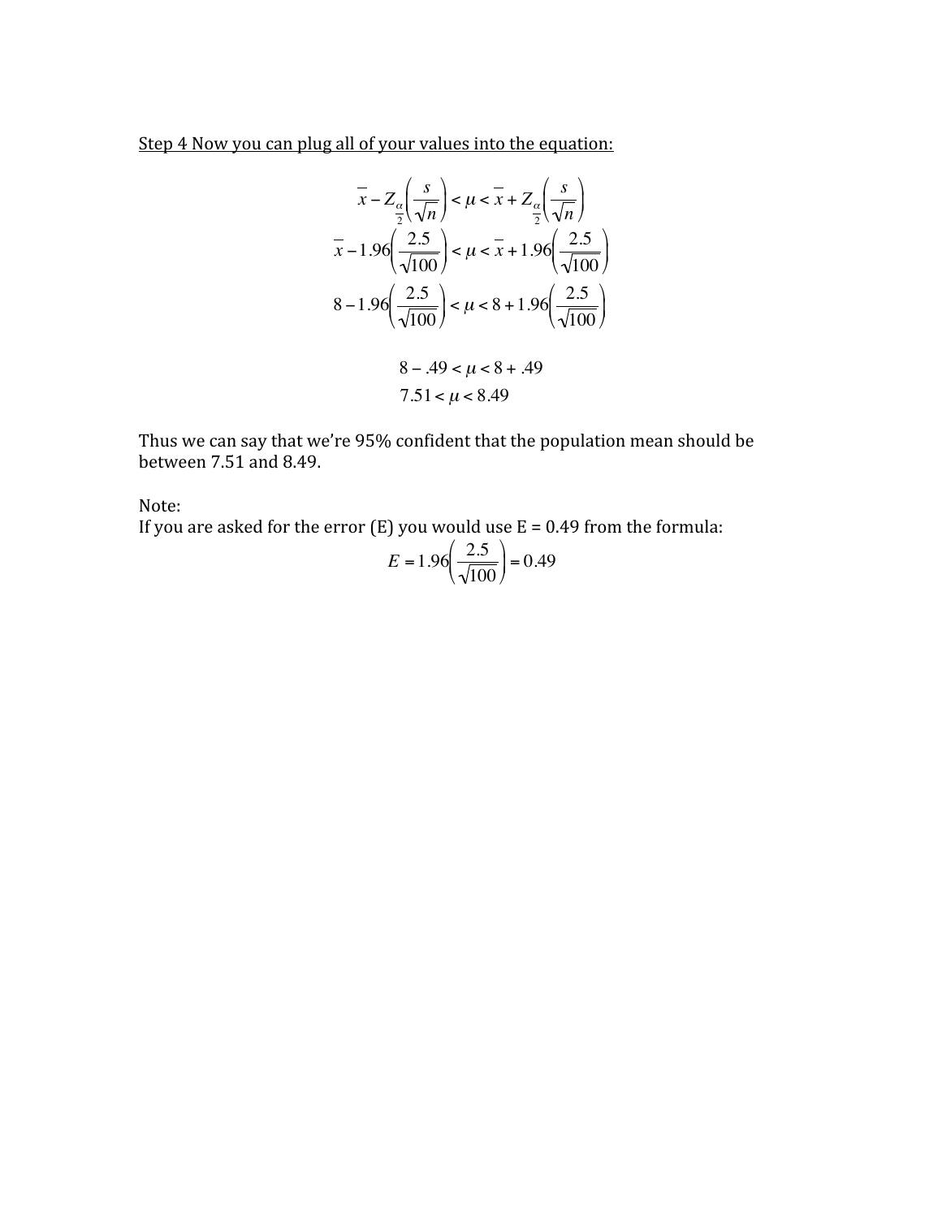Step 4 Now you can plug all of your values into the equation:

$$\bar{x} - Z_{\frac{\alpha}{2}}\left(\frac{s}{\sqrt{n}}\right) < \mu < \bar{x} + Z_{\frac{\alpha}{2}}\left(\frac{s}{\sqrt{n}}\right)$$

$$\bar{x} - 1.96\left(\frac{2.5}{\sqrt{100}}\right) < \mu < \bar{x} + 1.96\left(\frac{2.5}{\sqrt{100}}\right)$$

$$8 - 1.96\left(\frac{2.5}{\sqrt{100}}\right) < \mu < 8 + 1.96\left(\frac{2.5}{\sqrt{100}}\right)$$

$$8 - .49 < \mu < 8 + .49$$

$$7.51 < \mu < 8.49$$

Thus we can say that we're 95% confident that the population mean should be between 7.51 and 8.49.

Note:
If you are asked for the error (E) you would use E = 0.49 from the formula:

$$E = 1.96\left(\frac{2.5}{\sqrt{100}}\right) = 0.49$$